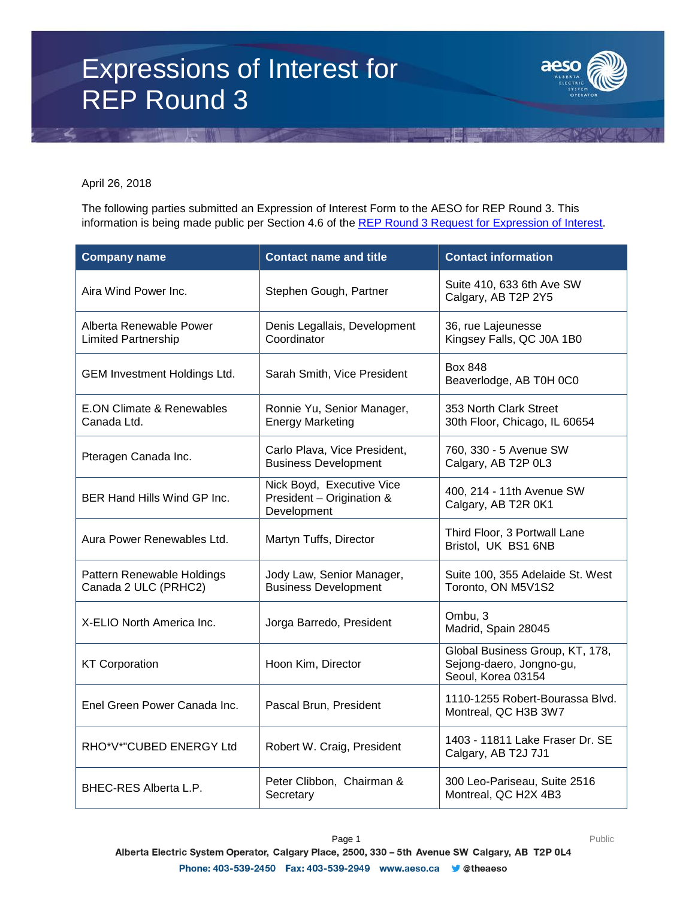# Expressions of Interest for REP Round 3

April 26, 2018

The following parties submitted an Expression of Interest Form to the AESO for REP Round 3. This information is being made public per Section 4.6 of the REP Round 3 Request for Expression of Interest.

| Company name | Contact name and title | Contact information |
|---|---|---|
| Aira Wind Power Inc. | Stephen Gough, Partner | Suite 410, 633 6th Ave SW<br>Calgary, AB T2P 2Y5 |
| Alberta Renewable Power Limited Partnership | Denis Legallais, Development Coordinator | 36, rue Lajeunesse<br>Kingsey Falls, QC J0A 1B0 |
| GEM Investment Holdings Ltd. | Sarah Smith, Vice President | Box 848<br>Beaverlodge, AB T0H 0C0 |
| E.ON Climate & Renewables Canada Ltd. | Ronnie Yu, Senior Manager, Energy Marketing | 353 North Clark Street<br>30th Floor, Chicago, IL 60654 |
| Pteragen Canada Inc. | Carlo Plava, Vice President, Business Development | 760, 330 - 5 Avenue SW<br>Calgary, AB T2P 0L3 |
| BER Hand Hills Wind GP Inc. | Nick Boyd, Executive Vice President – Origination & Development | 400, 214 - 11th Avenue SW<br>Calgary, AB T2R 0K1 |
| Aura Power Renewables Ltd. | Martyn Tuffs, Director | Third Floor, 3 Portwall Lane<br>Bristol, UK BS1 6NB |
| Pattern Renewable Holdings Canada 2 ULC (PRHC2) | Jody Law, Senior Manager, Business Development | Suite 100, 355 Adelaide St. West<br>Toronto, ON M5V1S2 |
| X-ELIO North America Inc. | Jorga Barredo, President | Ombu, 3<br>Madrid, Spain 28045 |
| KT Corporation | Hoon Kim, Director | Global Business Group, KT, 178, Sejong-daero, Jongno-gu, Seoul, Korea 03154 |
| Enel Green Power Canada Inc. | Pascal Brun, President | 1110-1255 Robert-Bourassa Blvd.<br>Montreal, QC H3B 3W7 |
| RHO*V*"CUBED ENERGY Ltd | Robert W. Craig, President | 1403 - 11811 Lake Fraser Dr. SE<br>Calgary, AB T2J 7J1 |
| BHEC-RES Alberta L.P. | Peter Clibbon, Chairman & Secretary | 300 Leo-Pariseau, Suite 2516<br>Montreal, QC H2X 4B3 |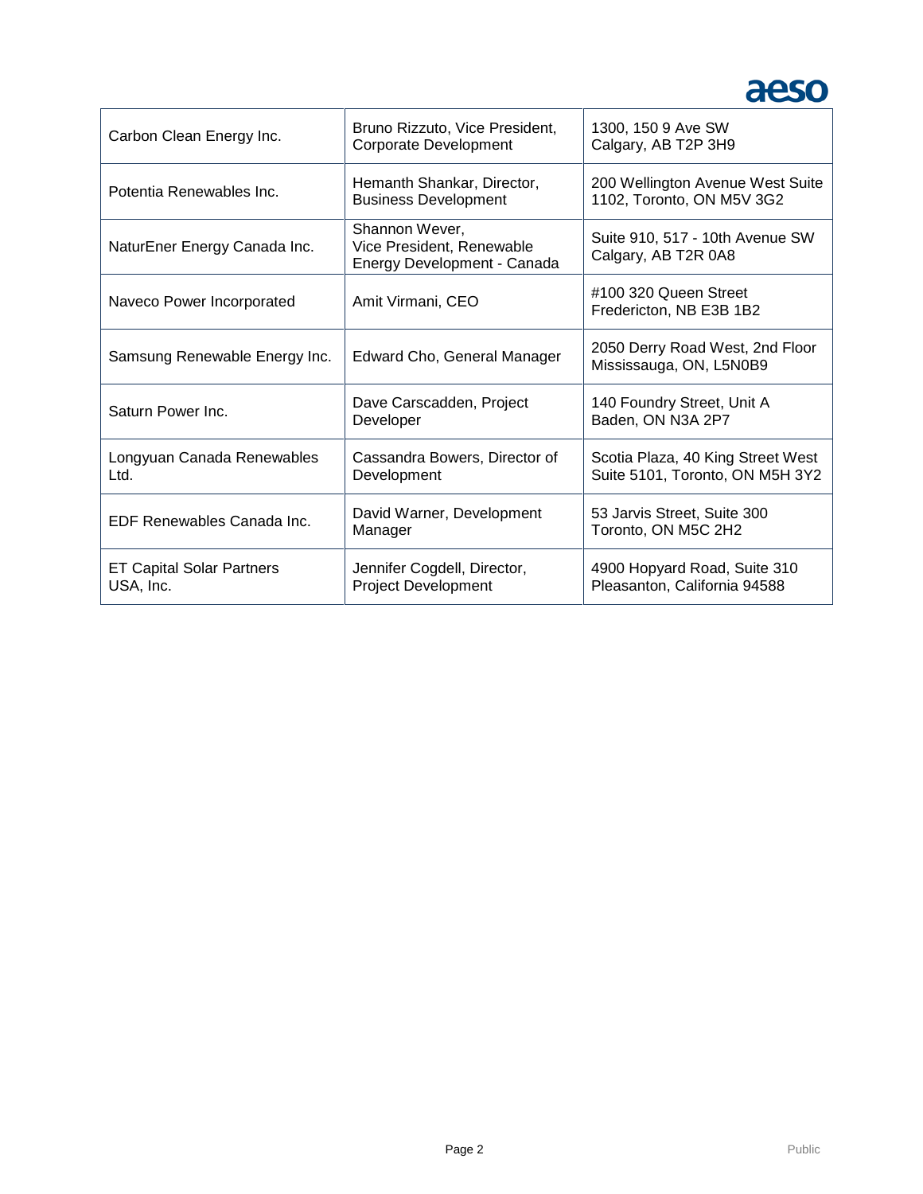| | | |
|---|---|---|
| Carbon Clean Energy Inc. | Bruno Rizzuto, Vice President, Corporate Development | 1300, 150 9 Ave SW Calgary, AB T2P 3H9 |
| Potentia Renewables Inc. | Hemanth Shankar, Director, Business Development | 200 Wellington Avenue West Suite 1102, Toronto, ON M5V 3G2 |
| NaturEner Energy Canada Inc. | Shannon Wever, Vice President, Renewable Energy Development - Canada | Suite 910, 517 - 10th Avenue SW Calgary, AB T2R 0A8 |
| Naveco Power Incorporated | Amit Virmani, CEO | #100 320 Queen Street Fredericton, NB E3B 1B2 |
| Samsung Renewable Energy Inc. | Edward Cho, General Manager | 2050 Derry Road West, 2nd Floor Mississauga, ON, L5N0B9 |
| Saturn Power Inc. | Dave Carscadden, Project Developer | 140 Foundry Street, Unit A Baden, ON N3A 2P7 |
| Longyuan Canada Renewables Ltd. | Cassandra Bowers, Director of Development | Scotia Plaza, 40 King Street West Suite 5101, Toronto, ON M5H 3Y2 |
| EDF Renewables Canada Inc. | David Warner, Development Manager | 53 Jarvis Street, Suite 300 Toronto, ON M5C 2H2 |
| ET Capital Solar Partners USA, Inc. | Jennifer Cogdell, Director, Project Development | 4900 Hopyard Road, Suite 310 Pleasanton, California 94588 |